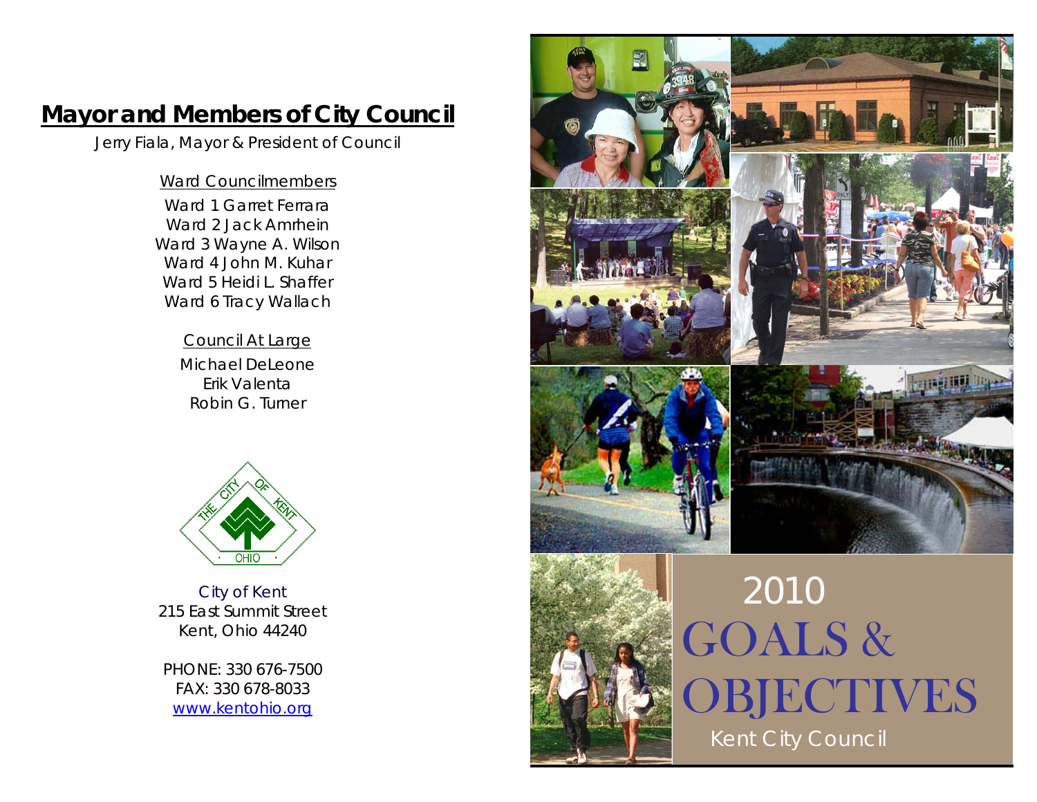# Mayor and Members of City Council

Jerry Fiala, Mayor & President of Council

Ward Councilmembers

Ward 1 Garret Ferrara
Ward 2 Jack Amrhein
Ward 3 Wayne A. Wilson
Ward 4 John M. Kuhar
Ward 5 Heidi L. Shaffer
Ward 6 Tracy Wallach

Council At Large

Michael DeLeone
Erik Valenta
Robin G. Turner

City of Kent
215 East Summit Street
Kent, Ohio 44240

PHONE: 330 676-7500
FAX: 330 678-8033
www.kentohio.org

# 2010 GOALS & OBJECTIVES

Kent City Council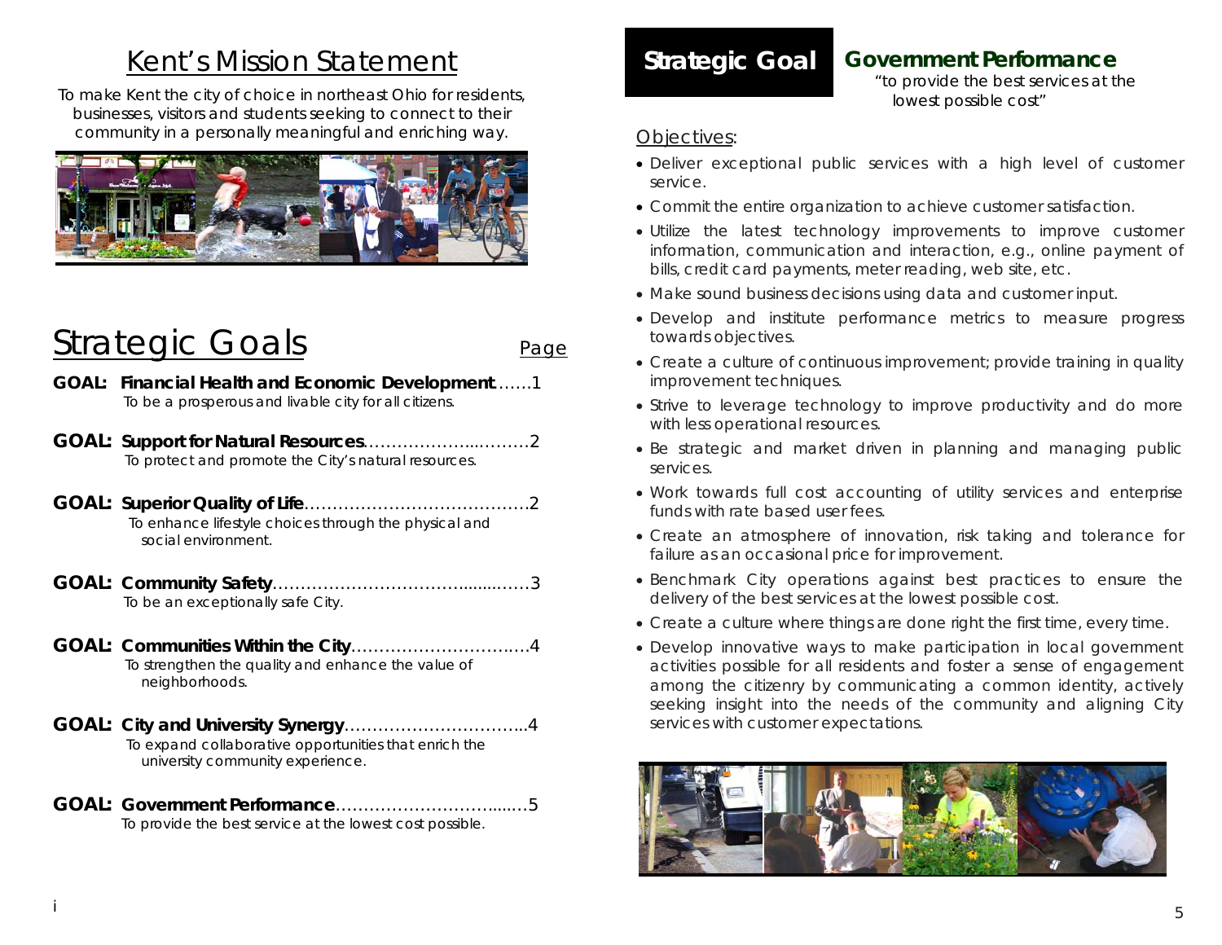# Kent's Mission Statement

To make Kent the city of choice in northeast Ohio for residents, businesses, visitors and students seeking to connect to their community in a personally meaningful and enriching way.

# Strategic Goals

| | Page |
|---|---|
| **GOAL: Financial Health and Economic Development** — To be a prosperous and livable city for all citizens. | 1 |
| **GOAL: Support for Natural Resources** — To protect and promote the City's natural resources. | 2 |
| **GOAL: Superior Quality of Life** — To enhance lifestyle choices through the physical and social environment. | 2 |
| **GOAL: Community Safety** — To be an exceptionally safe City. | 3 |
| **GOAL: Communities Within the City** — To strengthen the quality and enhance the value of neighborhoods. | 4 |
| **GOAL: City and University Synergy** — To expand collaborative opportunities that enrich the university community experience. | 4 |
| **GOAL: Government Performance** — To provide the best service at the lowest cost possible. | 5 |

## Strategic Goal — Government Performance

"to provide the best services at the lowest possible cost"

Objectives:

- Deliver exceptional public services with a high level of customer service.
- Commit the entire organization to achieve customer satisfaction.
- Utilize the latest technology improvements to improve customer information, communication and interaction, e.g., online payment of bills, credit card payments, meter reading, web site, etc.
- Make sound business decisions using data and customer input.
- Develop and institute performance metrics to measure progress towards objectives.
- Create a culture of continuous improvement; provide training in quality improvement techniques.
- Strive to leverage technology to improve productivity and do more with less operational resources.
- Be strategic and market driven in planning and managing public services.
- Work towards full cost accounting of utility services and enterprise funds with rate based user fees.
- Create an atmosphere of innovation, risk taking and tolerance for failure as an occasional price for improvement.
- Benchmark City operations against best practices to ensure the delivery of the best services at the lowest possible cost.
- Create a culture where things are done right the first time, every time.
- Develop innovative ways to make participation in local government activities possible for all residents and foster a sense of engagement among the citizenry by communicating a common identity, actively seeking insight into the needs of the community and aligning City services with customer expectations.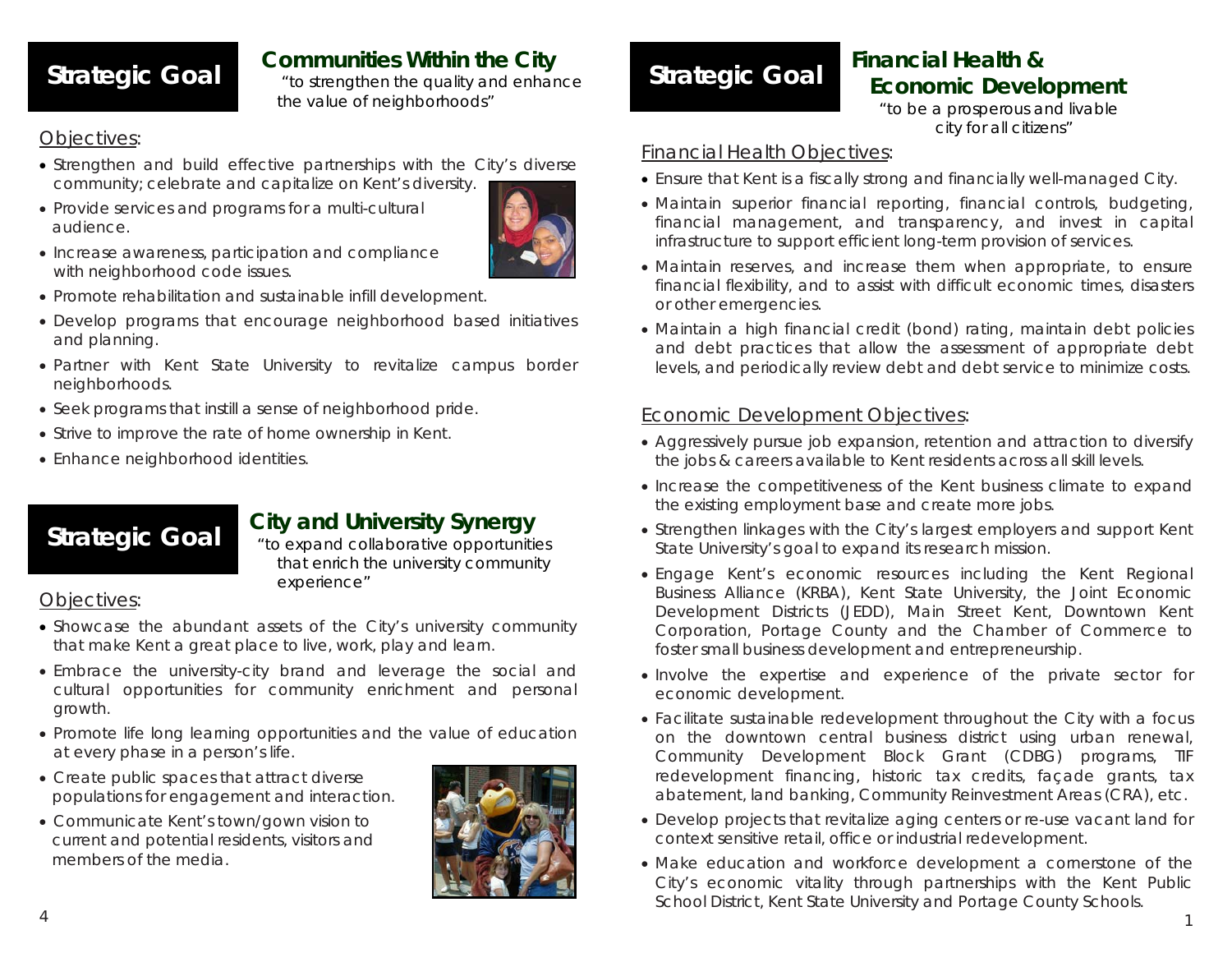## Strategic Goal

### Communities Within the City

"to strengthen the quality and enhance the value of neighborhoods"

Objectives:

- Strengthen and build effective partnerships with the City's diverse community; celebrate and capitalize on Kent's diversity.
- Provide services and programs for a multi-cultural audience.
- Increase awareness, participation and compliance with neighborhood code issues.
- Promote rehabilitation and sustainable infill development.
- Develop programs that encourage neighborhood based initiatives and planning.
- Partner with Kent State University to revitalize campus border neighborhoods.
- Seek programs that instill a sense of neighborhood pride.
- Strive to improve the rate of home ownership in Kent.
- Enhance neighborhood identities.

## Strategic Goal

### City and University Synergy

"to expand collaborative opportunities that enrich the university community experience"

Objectives:

- Showcase the abundant assets of the City's university community that make Kent a great place to live, work, play and learn.
- Embrace the university-city brand and leverage the social and cultural opportunities for community enrichment and personal growth.
- Promote life long learning opportunities and the value of education at every phase in a person's life.
- Create public spaces that attract diverse populations for engagement and interaction.
- Communicate Kent's town/gown vision to current and potential residents, visitors and members of the media.

## Strategic Goal

### Financial Health & Economic Development

"to be a prosperous and livable city for all citizens"

Financial Health Objectives:

- Ensure that Kent is a fiscally strong and financially well-managed City.
- Maintain superior financial reporting, financial controls, budgeting, financial management, and transparency, and invest in capital infrastructure to support efficient long-term provision of services.
- Maintain reserves, and increase them when appropriate, to ensure financial flexibility, and to assist with difficult economic times, disasters or other emergencies.
- Maintain a high financial credit (bond) rating, maintain debt policies and debt practices that allow the assessment of appropriate debt levels, and periodically review debt and debt service to minimize costs.

Economic Development Objectives:

- Aggressively pursue job expansion, retention and attraction to diversify the jobs & careers available to Kent residents across all skill levels.
- Increase the competitiveness of the Kent business climate to expand the existing employment base and create more jobs.
- Strengthen linkages with the City's largest employers and support Kent State University's goal to expand its research mission.
- Engage Kent's economic resources including the Kent Regional Business Alliance (KRBA), Kent State University, the Joint Economic Development Districts (JEDD), Main Street Kent, Downtown Kent Corporation, Portage County and the Chamber of Commerce to foster small business development and entrepreneurship.
- Involve the expertise and experience of the private sector for economic development.
- Facilitate sustainable redevelopment throughout the City with a focus on the downtown central business district using urban renewal, Community Development Block Grant (CDBG) programs, TIF redevelopment financing, historic tax credits, façade grants, tax abatement, land banking, Community Reinvestment Areas (CRA), etc.
- Develop projects that revitalize aging centers or re-use vacant land for context sensitive retail, office or industrial redevelopment.
- Make education and workforce development a cornerstone of the City's economic vitality through partnerships with the Kent Public School District, Kent State University and Portage County Schools.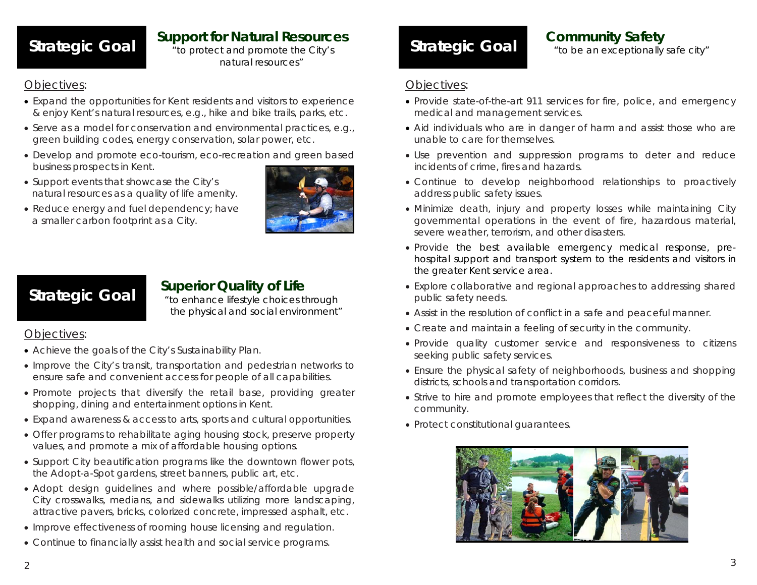## Strategic Goal

### Support for Natural Resources

*"to protect and promote the City's natural resources"*

Objectives:

- Expand the opportunities for Kent residents and visitors to experience & enjoy Kent's natural resources, e.g., hike and bike trails, parks, etc.
- Serve as a model for conservation and environmental practices, e.g., green building codes, energy conservation, solar power, etc.
- Develop and promote eco-tourism, eco-recreation and green based business prospects in Kent.
- Support events that showcase the City's natural resources as a quality of life amenity.
- Reduce energy and fuel dependency; have a smaller carbon footprint as a City.

## Strategic Goal

### Superior Quality of Life

*"to enhance lifestyle choices through the physical and social environment"*

Objectives:

- Achieve the goals of the City's Sustainability Plan.
- Improve the City's transit, transportation and pedestrian networks to ensure safe and convenient access for people of all capabilities.
- Promote projects that diversify the retail base, providing greater shopping, dining and entertainment options in Kent.
- Expand awareness & access to arts, sports and cultural opportunities.
- Offer programs to rehabilitate aging housing stock, preserve property values, and promote a mix of affordable housing options.
- Support City beautification programs like the downtown flower pots, the Adopt-a-Spot gardens, street banners, public art, etc.
- Adopt design guidelines and where possible/affordable upgrade City crosswalks, medians, and sidewalks utilizing more landscaping, attractive pavers, bricks, colorized concrete, impressed asphalt, etc.
- Improve effectiveness of rooming house licensing and regulation.
- Continue to financially assist health and social service programs.

## Strategic Goal

### Community Safety

*"to be an exceptionally safe city"*

Objectives:

- Provide state-of-the-art 911 services for fire, police, and emergency medical and management services.
- Aid individuals who are in danger of harm and assist those who are unable to care for themselves.
- Use prevention and suppression programs to deter and reduce incidents of crime, fires and hazards.
- Continue to develop neighborhood relationships to proactively address public safety issues.
- Minimize death, injury and property losses while maintaining City governmental operations in the event of fire, hazardous material, severe weather, terrorism, and other disasters.
- Provide the best available emergency medical response, pre-hospital support and transport system to the residents and visitors in the greater Kent service area.
- Explore collaborative and regional approaches to addressing shared public safety needs.
- Assist in the resolution of conflict in a safe and peaceful manner.
- Create and maintain a feeling of security in the community.
- Provide quality customer service and responsiveness to citizens seeking public safety services.
- Ensure the physical safety of neighborhoods, business and shopping districts, schools and transportation corridors.
- Strive to hire and promote employees that reflect the diversity of the community.
- Protect constitutional guarantees.